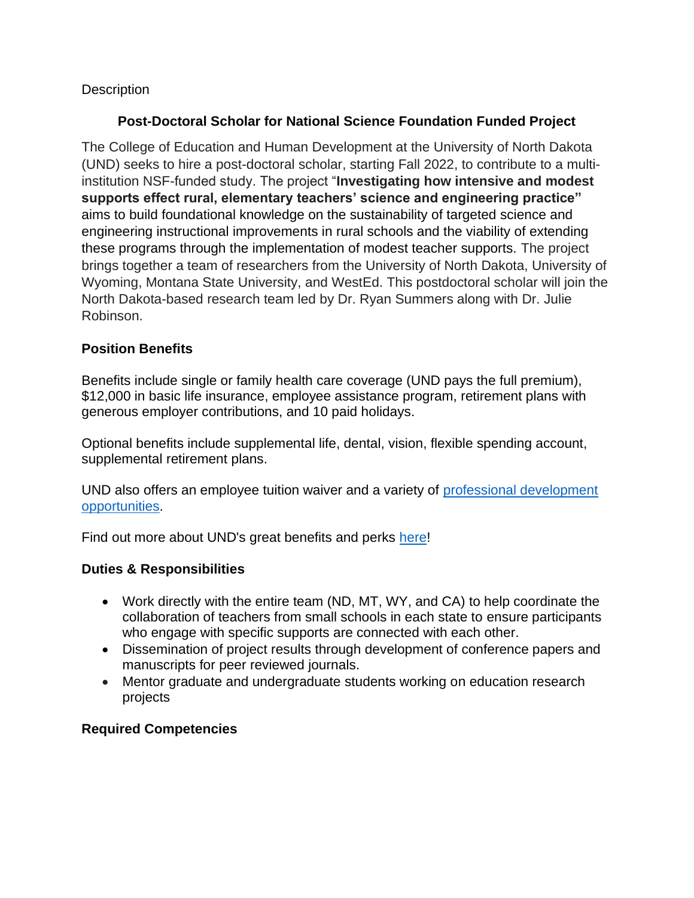Description

## Post-Doctoral Scholar for National Science Foundation Funded Project

The College of Education and Human Development at the University of North Dakota (UND) seeks to hire a post-doctoral scholar, starting Fall 2022, to contribute to a multi-institution NSF-funded study. The project "**Investigating how intensive and modest supports effect rural, elementary teachers' science and engineering practice"** aims to build foundational knowledge on the sustainability of targeted science and engineering instructional improvements in rural schools and the viability of extending these programs through the implementation of modest teacher supports. The project brings together a team of researchers from the University of North Dakota, University of Wyoming, Montana State University, and WestEd. This postdoctoral scholar will join the North Dakota-based research team led by Dr. Ryan Summers along with Dr. Julie Robinson.

### Position Benefits

Benefits include single or family health care coverage (UND pays the full premium), $12,000 in basic life insurance, employee assistance program, retirement plans with generous employer contributions, and 10 paid holidays.

Optional benefits include supplemental life, dental, vision, flexible spending account, supplemental retirement plans.

UND also offers an employee tuition waiver and a variety of [professional development opportunities](#).

Find out more about UND's great benefits and perks [here](#)!

### Duties & Responsibilities

- Work directly with the entire team (ND, MT, WY, and CA) to help coordinate the collaboration of teachers from small schools in each state to ensure participants who engage with specific supports are connected with each other.
- Dissemination of project results through development of conference papers and manuscripts for peer reviewed journals.
- Mentor graduate and undergraduate students working on education research projects

### Required Competencies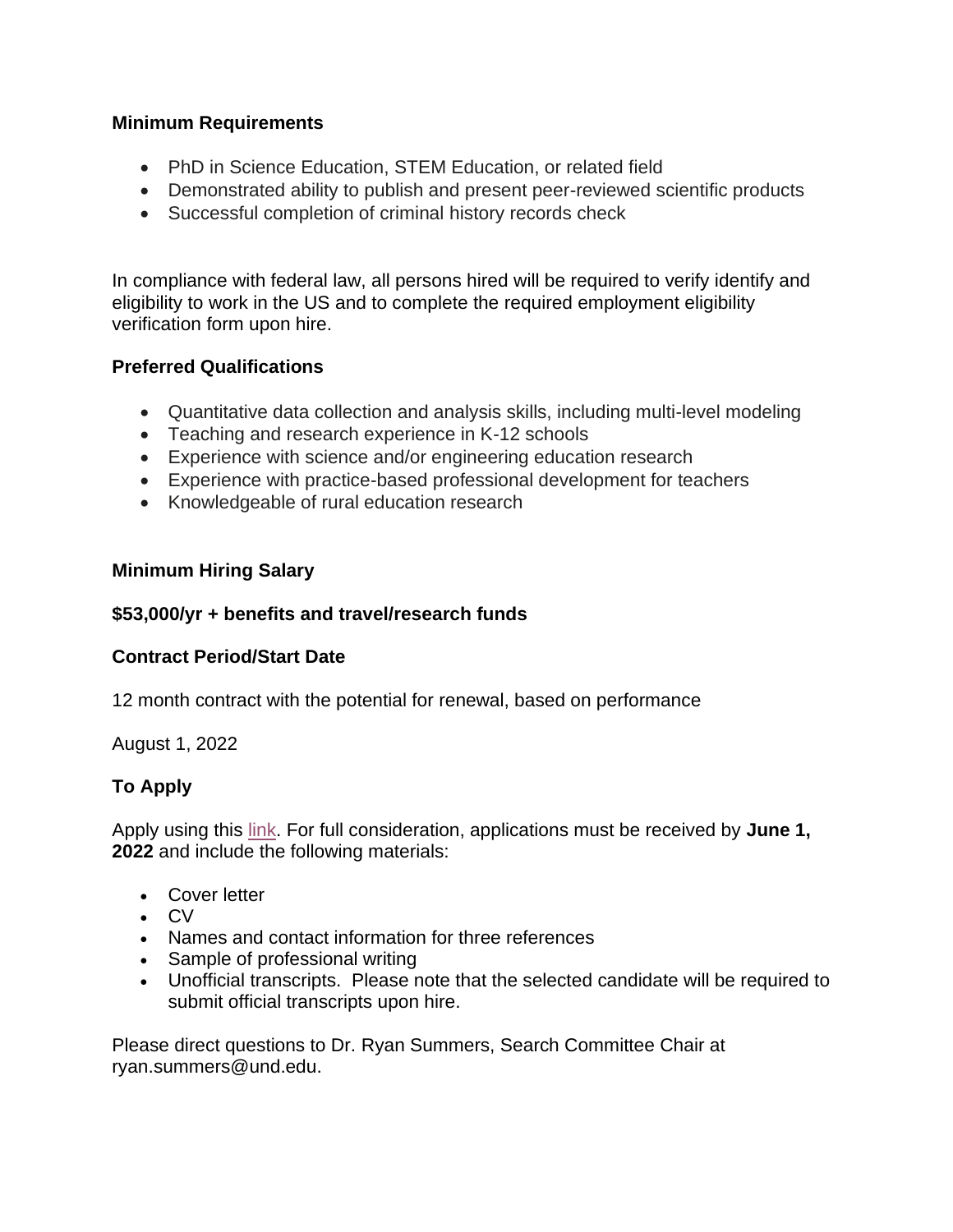**Minimum Requirements**

- PhD in Science Education, STEM Education, or related field
- Demonstrated ability to publish and present peer-reviewed scientific products
- Successful completion of criminal history records check

In compliance with federal law, all persons hired will be required to verify identify and eligibility to work in the US and to complete the required employment eligibility verification form upon hire.

**Preferred Qualifications**

- Quantitative data collection and analysis skills, including multi-level modeling
- Teaching and research experience in K-12 schools
- Experience with science and/or engineering education research
- Experience with practice-based professional development for teachers
- Knowledgeable of rural education research

**Minimum Hiring Salary**

**$53,000/yr + benefits and travel/research funds**

**Contract Period/Start Date**

12 month contract with the potential for renewal, based on performance

August 1, 2022

**To Apply**

Apply using this link. For full consideration, applications must be received by **June 1, 2022** and include the following materials:

- Cover letter
- CV
- Names and contact information for three references
- Sample of professional writing
- Unofficial transcripts. Please note that the selected candidate will be required to submit official transcripts upon hire.

Please direct questions to Dr. Ryan Summers, Search Committee Chair at ryan.summers@und.edu.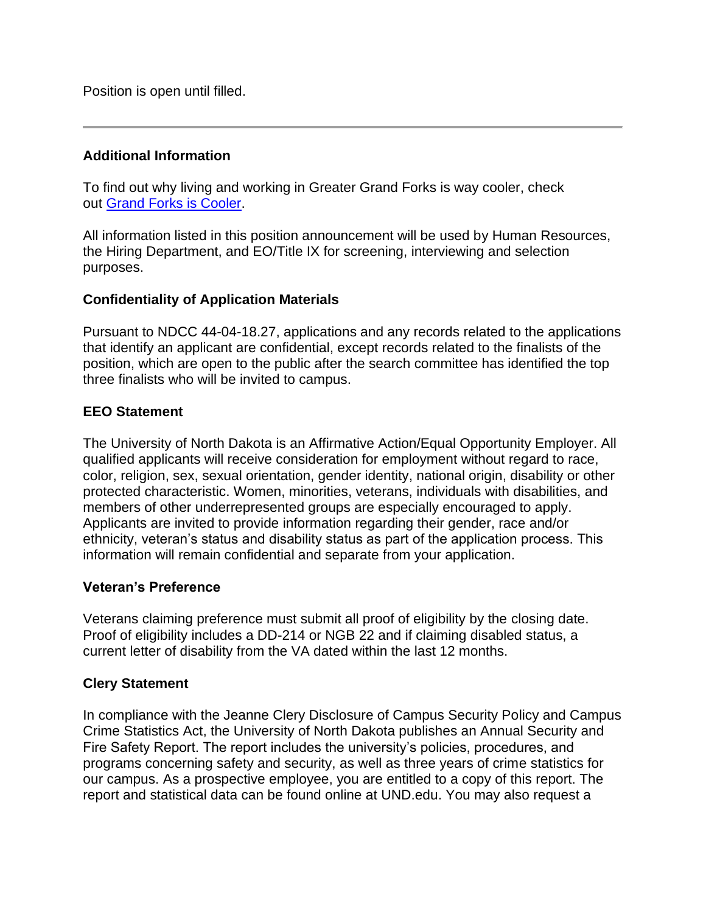Position is open until filled.

---

### Additional Information

To find out why living and working in Greater Grand Forks is way cooler, check out [Grand Forks is Cooler](#).

All information listed in this position announcement will be used by Human Resources, the Hiring Department, and EO/Title IX for screening, interviewing and selection purposes.

### Confidentiality of Application Materials

Pursuant to NDCC 44-04-18.27, applications and any records related to the applications that identify an applicant are confidential, except records related to the finalists of the position, which are open to the public after the search committee has identified the top three finalists who will be invited to campus.

### EEO Statement

The University of North Dakota is an Affirmative Action/Equal Opportunity Employer. All qualified applicants will receive consideration for employment without regard to race, color, religion, sex, sexual orientation, gender identity, national origin, disability or other protected characteristic. Women, minorities, veterans, individuals with disabilities, and members of other underrepresented groups are especially encouraged to apply. Applicants are invited to provide information regarding their gender, race and/or ethnicity, veteran's status and disability status as part of the application process. This information will remain confidential and separate from your application.

### Veteran's Preference

Veterans claiming preference must submit all proof of eligibility by the closing date. Proof of eligibility includes a DD-214 or NGB 22 and if claiming disabled status, a current letter of disability from the VA dated within the last 12 months.

### Clery Statement

In compliance with the Jeanne Clery Disclosure of Campus Security Policy and Campus Crime Statistics Act, the University of North Dakota publishes an Annual Security and Fire Safety Report. The report includes the university's policies, procedures, and programs concerning safety and security, as well as three years of crime statistics for our campus. As a prospective employee, you are entitled to a copy of this report. The report and statistical data can be found online at UND.edu. You may also request a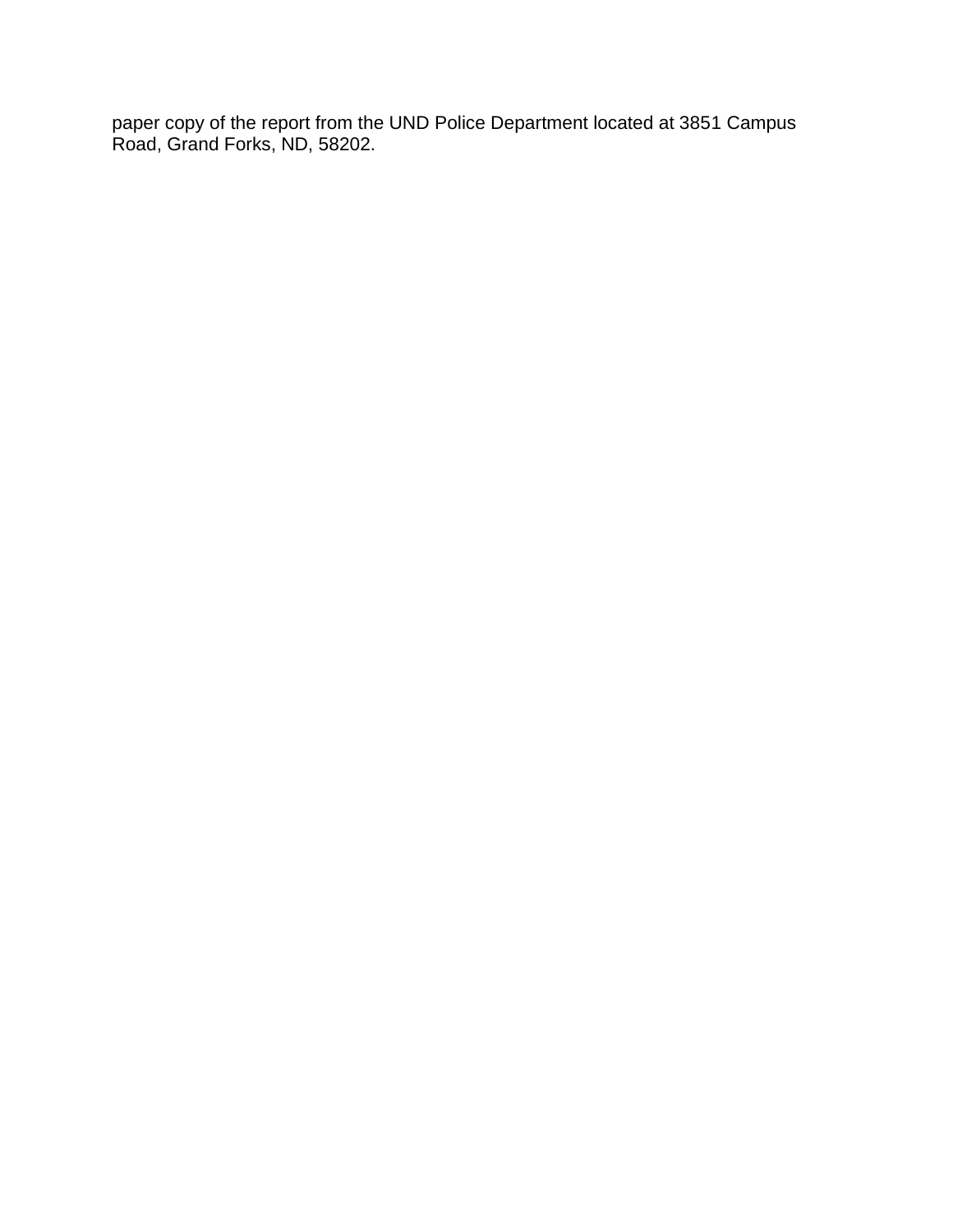paper copy of the report from the UND Police Department located at 3851 Campus Road, Grand Forks, ND, 58202.